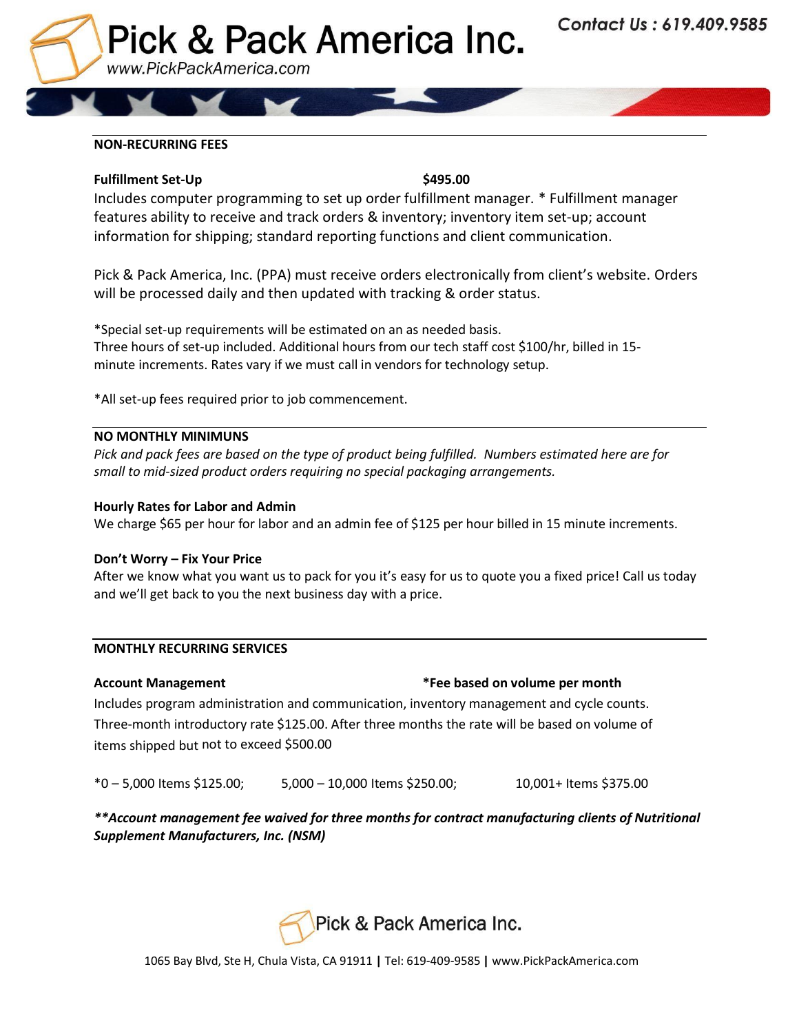# Pick & Pack America Inc.

www.PickPackAmerica.com

**Contact Us : 619.409.9585**

## NON-RECURRING FEES

**Fulfillment Set-Up** **$495.00**

Includes computer programming to set up order fulfillment manager. * Fulfillment manager features ability to receive and track orders & inventory; inventory item set-up; account information for shipping; standard reporting functions and client communication.

Pick & Pack America, Inc. (PPA) must receive orders electronically from client's website. Orders will be processed daily and then updated with tracking & order status.

*Special set-up requirements will be estimated on an as needed basis.
Three hours of set-up included. Additional hours from our tech staff cost $100/hr, billed in 15-minute increments. Rates vary if we must call in vendors for technology setup.

*All set-up fees required prior to job commencement.

## NO MONTHLY MINIMUNS

*Pick and pack fees are based on the type of product being fulfilled. Numbers estimated here are for small to mid-sized product orders requiring no special packaging arrangements.*

**Hourly Rates for Labor and Admin**

We charge $65 per hour for labor and an admin fee of $125 per hour billed in 15 minute increments.

**Don't Worry – Fix Your Price**

After we know what you want us to pack for you it's easy for us to quote you a fixed price! Call us today and we'll get back to you the next business day with a price.

## MONTHLY RECURRING SERVICES

**Account Management** ***Fee based on volume per month**

Includes program administration and communication, inventory management and cycle counts. Three-month introductory rate $125.00. After three months the rate will be based on volume of items shipped but not to exceed $500.00

*0 – 5,000 Items $125.00; 5,000 – 10,000 Items $250.00; 10,001+ Items $375.00

***\*\*Account management fee waived for three months for contract manufacturing clients of Nutritional Supplement Manufacturers, Inc. (NSM)***

Pick & Pack America Inc.

1065 Bay Blvd, Ste H, Chula Vista, CA 91911 | Tel: 619-409-9585 | www.PickPackAmerica.com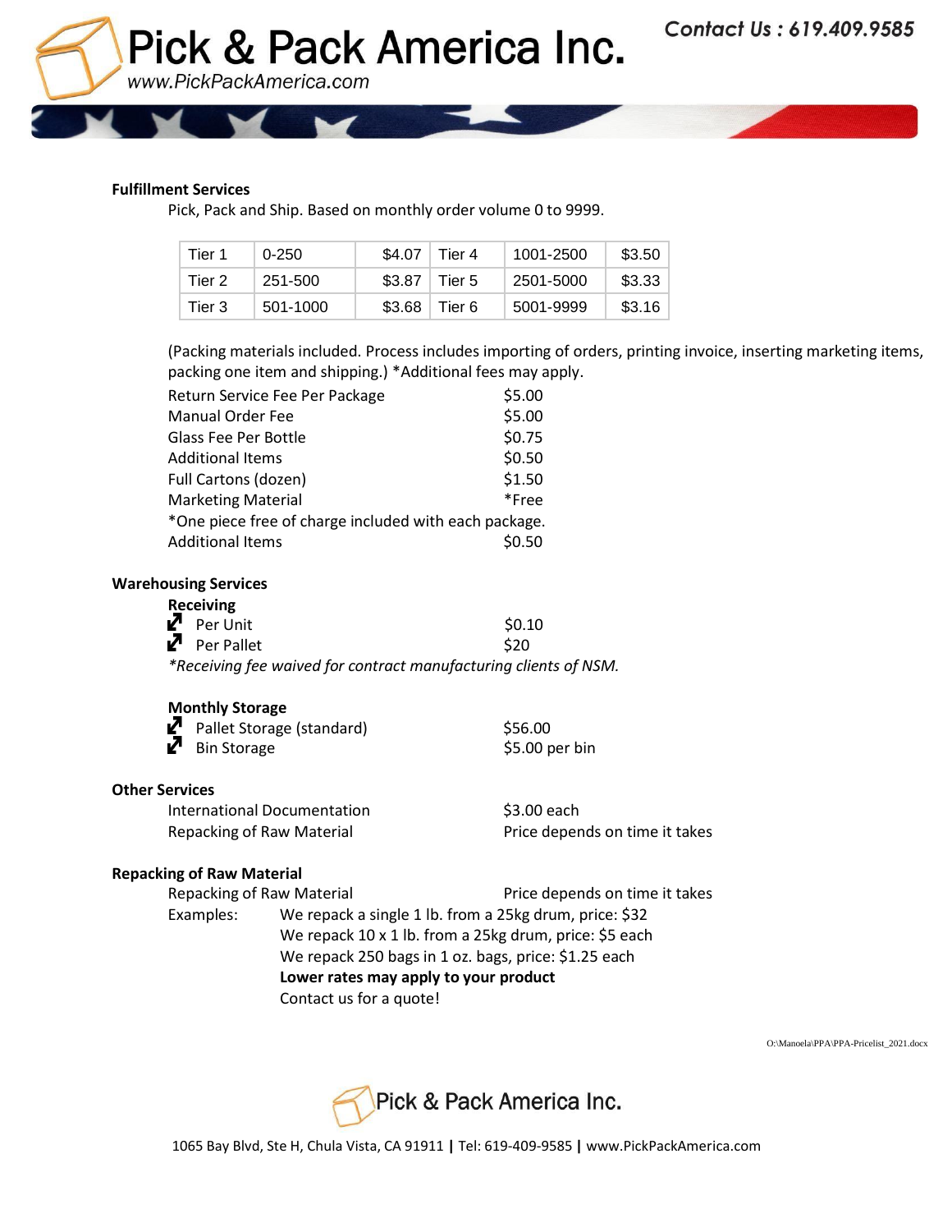# Pick & Pack America Inc.

www.PickPackAmerica.com

Contact Us : 619.409.9585

## Fulfillment Services

Pick, Pack and Ship. Based on monthly order volume 0 to 9999.

| | | | | | |
|---|---|---|---|---|---|
| Tier 1 | 0-250 | $4.07 | Tier 4 | 1001-2500 | $3.50 |
| Tier 2 | 251-500 | $3.87 | Tier 5 | 2501-5000 | $3.33 |
| Tier 3 | 501-1000 | $3.68 | Tier 6 | 5001-9999 | $3.16 |

(Packing materials included. Process includes importing of orders, printing invoice, inserting marketing items, packing one item and shipping.) *Additional fees may apply.

| | |
|---|---|
| Return Service Fee Per Package | $5.00 |
| Manual Order Fee | $5.00 |
| Glass Fee Per Bottle | $0.75 |
| Additional Items | $0.50 |
| Full Cartons (dozen) | $1.50 |
| Marketing Material | *Free |

*One piece free of charge included with each package.

| | |
|---|---|
| Additional Items | $0.50 |

## Warehousing Services

**Receiving**

- Per Unit — $0.10
- Per Pallet — $20

*Receiving fee waived for contract manufacturing clients of NSM.*

**Monthly Storage**

- Pallet Storage (standard) — $56.00
- Bin Storage — $5.00 per bin

## Other Services

| | |
|---|---|
| International Documentation | $3.00 each |
| Repacking of Raw Material | Price depends on time it takes |

## Repacking of Raw Material

Repacking of Raw Material — Price depends on time it takes

Examples:
- We repack a single 1 lb. from a 25kg drum, price: $32
- We repack 10 x 1 lb. from a 25kg drum, price: $5 each
- We repack 250 bags in 1 oz. bags, price: $1.25 each

**Lower rates may apply to your product**

Contact us for a quote!

O:\Manoela\PPA\PPA-Pricelist_2021.docx

Pick & Pack America Inc.

1065 Bay Blvd, Ste H, Chula Vista, CA 91911 | Tel: 619-409-9585 | www.PickPackAmerica.com